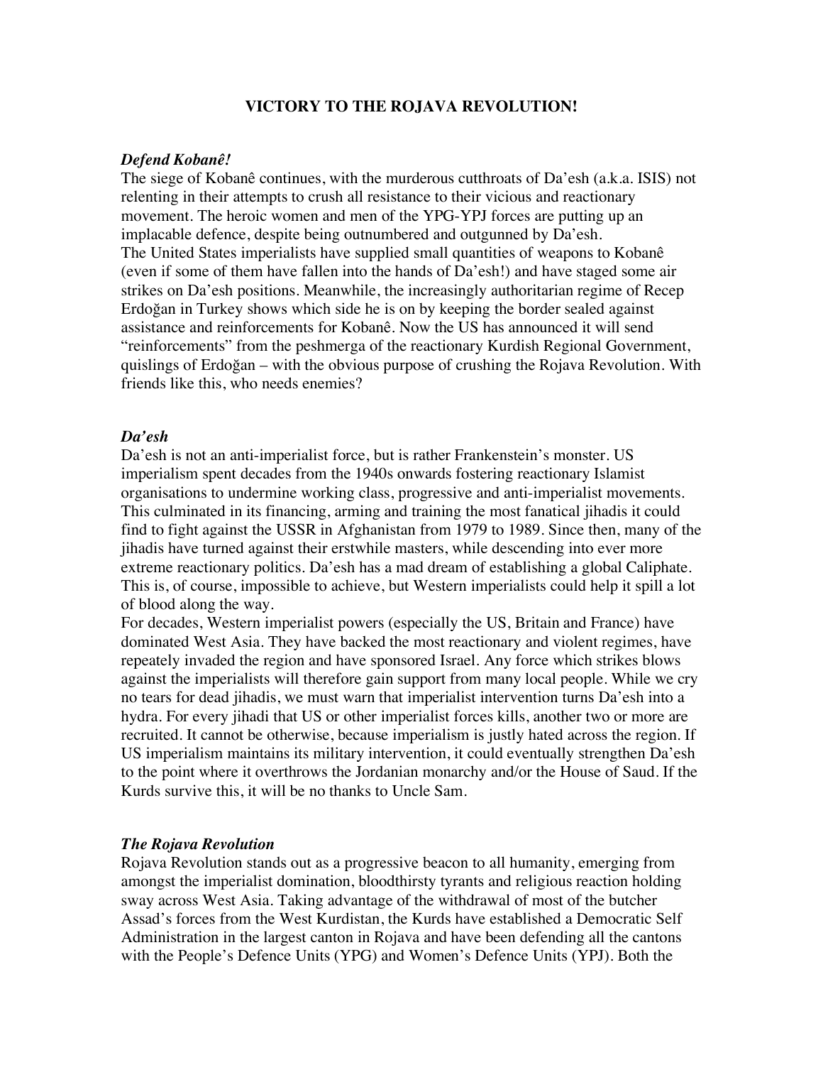# VICTORY TO THE ROJAVA REVOLUTION!

***Defend Kobanê!***

The siege of Kobanê continues, with the murderous cutthroats of Da'esh (a.k.a. ISIS) not relenting in their attempts to crush all resistance to their vicious and reactionary movement. The heroic women and men of the YPG-YPJ forces are putting up an implacable defence, despite being outnumbered and outgunned by Da'esh.

The United States imperialists have supplied small quantities of weapons to Kobanê (even if some of them have fallen into the hands of Da'esh!) and have staged some air strikes on Da'esh positions. Meanwhile, the increasingly authoritarian regime of Recep Erdoğan in Turkey shows which side he is on by keeping the border sealed against assistance and reinforcements for Kobanê. Now the US has announced it will send "reinforcements" from the peshmerga of the reactionary Kurdish Regional Government, quislings of Erdoğan – with the obvious purpose of crushing the Rojava Revolution. With friends like this, who needs enemies?

***Da'esh***

Da'esh is not an anti-imperialist force, but is rather Frankenstein's monster. US imperialism spent decades from the 1940s onwards fostering reactionary Islamist organisations to undermine working class, progressive and anti-imperialist movements. This culminated in its financing, arming and training the most fanatical jihadis it could find to fight against the USSR in Afghanistan from 1979 to 1989. Since then, many of the jihadis have turned against their erstwhile masters, while descending into ever more extreme reactionary politics. Da'esh has a mad dream of establishing a global Caliphate. This is, of course, impossible to achieve, but Western imperialists could help it spill a lot of blood along the way.

For decades, Western imperialist powers (especially the US, Britain and France) have dominated West Asia. They have backed the most reactionary and violent regimes, have repeatedly invaded the region and have sponsored Israel. Any force which strikes blows against the imperialists will therefore gain support from many local people. While we cry no tears for dead jihadis, we must warn that imperialist intervention turns Da'esh into a hydra. For every jihadi that US or other imperialist forces kills, another two or more are recruited. It cannot be otherwise, because imperialism is justly hated across the region. If US imperialism maintains its military intervention, it could eventually strengthen Da'esh to the point where it overthrows the Jordanian monarchy and/or the House of Saud. If the Kurds survive this, it will be no thanks to Uncle Sam.

***The Rojava Revolution***

Rojava Revolution stands out as a progressive beacon to all humanity, emerging from amongst the imperialist domination, bloodthirsty tyrants and religious reaction holding sway across West Asia. Taking advantage of the withdrawal of most of the butcher Assad's forces from the West Kurdistan, the Kurds have established a Democratic Self Administration in the largest canton in Rojava and have been defending all the cantons with the People's Defence Units (YPG) and Women's Defence Units (YPJ). Both the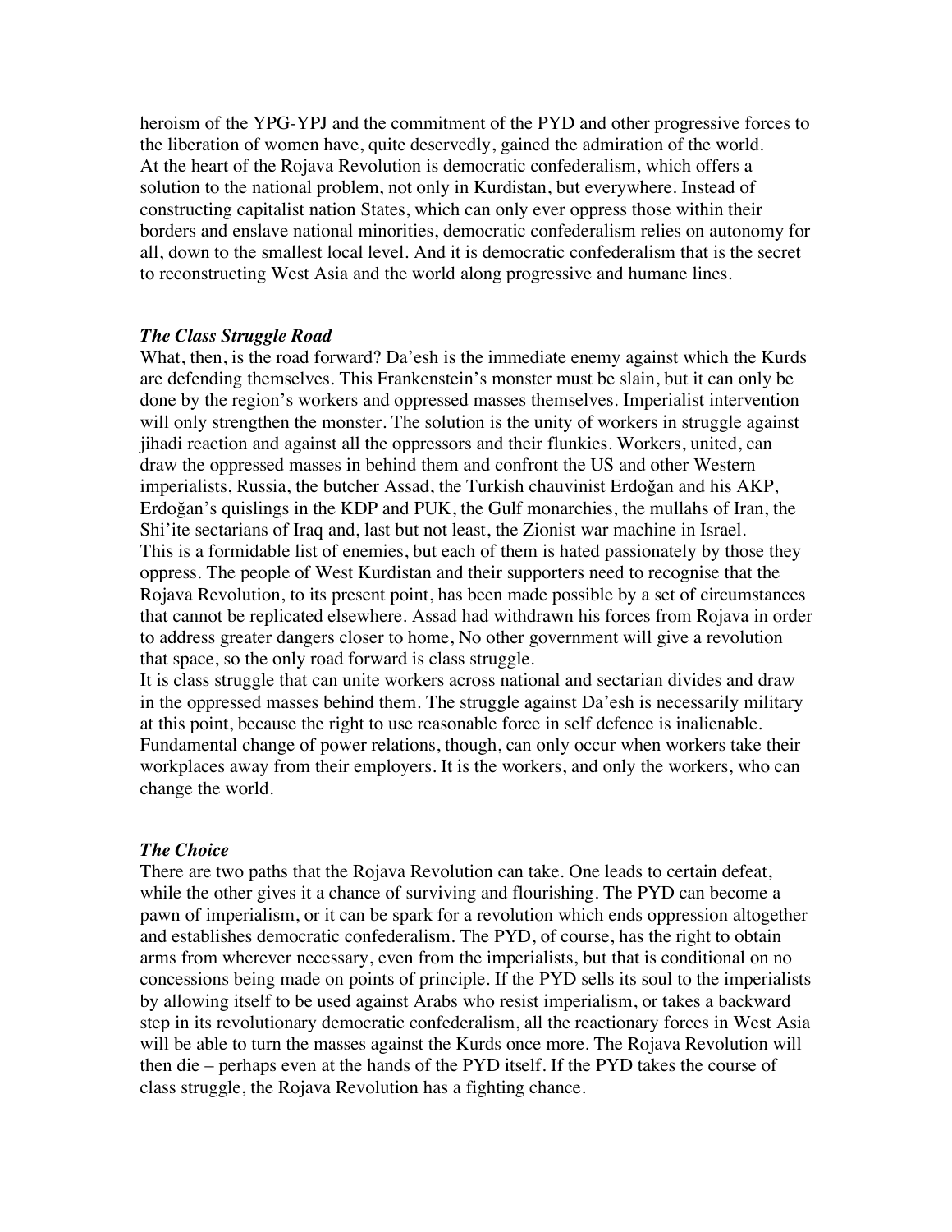heroism of the YPG-YPJ and the commitment of the PYD and other progressive forces to the liberation of women have, quite deservedly, gained the admiration of the world.
At the heart of the Rojava Revolution is democratic confederalism, which offers a solution to the national problem, not only in Kurdistan, but everywhere. Instead of constructing capitalist nation States, which can only ever oppress those within their borders and enslave national minorities, democratic confederalism relies on autonomy for all, down to the smallest local level. And it is democratic confederalism that is the secret to reconstructing West Asia and the world along progressive and humane lines.

***The Class Struggle Road***

What, then, is the road forward? Da'esh is the immediate enemy against which the Kurds are defending themselves. This Frankenstein's monster must be slain, but it can only be done by the region's workers and oppressed masses themselves. Imperialist intervention will only strengthen the monster. The solution is the unity of workers in struggle against jihadi reaction and against all the oppressors and their flunkies. Workers, united, can draw the oppressed masses in behind them and confront the US and other Western imperialists, Russia, the butcher Assad, the Turkish chauvinist Erdoğan and his AKP, Erdoğan's quislings in the KDP and PUK, the Gulf monarchies, the mullahs of Iran, the Shi'ite sectarians of Iraq and, last but not least, the Zionist war machine in Israel.
This is a formidable list of enemies, but each of them is hated passionately by those they oppress. The people of West Kurdistan and their supporters need to recognise that the Rojava Revolution, to its present point, has been made possible by a set of circumstances that cannot be replicated elsewhere. Assad had withdrawn his forces from Rojava in order to address greater dangers closer to home, No other government will give a revolution that space, so the only road forward is class struggle.
It is class struggle that can unite workers across national and sectarian divides and draw in the oppressed masses behind them. The struggle against Da'esh is necessarily military at this point, because the right to use reasonable force in self defence is inalienable. Fundamental change of power relations, though, can only occur when workers take their workplaces away from their employers. It is the workers, and only the workers, who can change the world.

***The Choice***

There are two paths that the Rojava Revolution can take. One leads to certain defeat, while the other gives it a chance of surviving and flourishing. The PYD can become a pawn of imperialism, or it can be spark for a revolution which ends oppression altogether and establishes democratic confederalism. The PYD, of course, has the right to obtain arms from wherever necessary, even from the imperialists, but that is conditional on no concessions being made on points of principle. If the PYD sells its soul to the imperialists by allowing itself to be used against Arabs who resist imperialism, or takes a backward step in its revolutionary democratic confederalism, all the reactionary forces in West Asia will be able to turn the masses against the Kurds once more. The Rojava Revolution will then die – perhaps even at the hands of the PYD itself. If the PYD takes the course of class struggle, the Rojava Revolution has a fighting chance.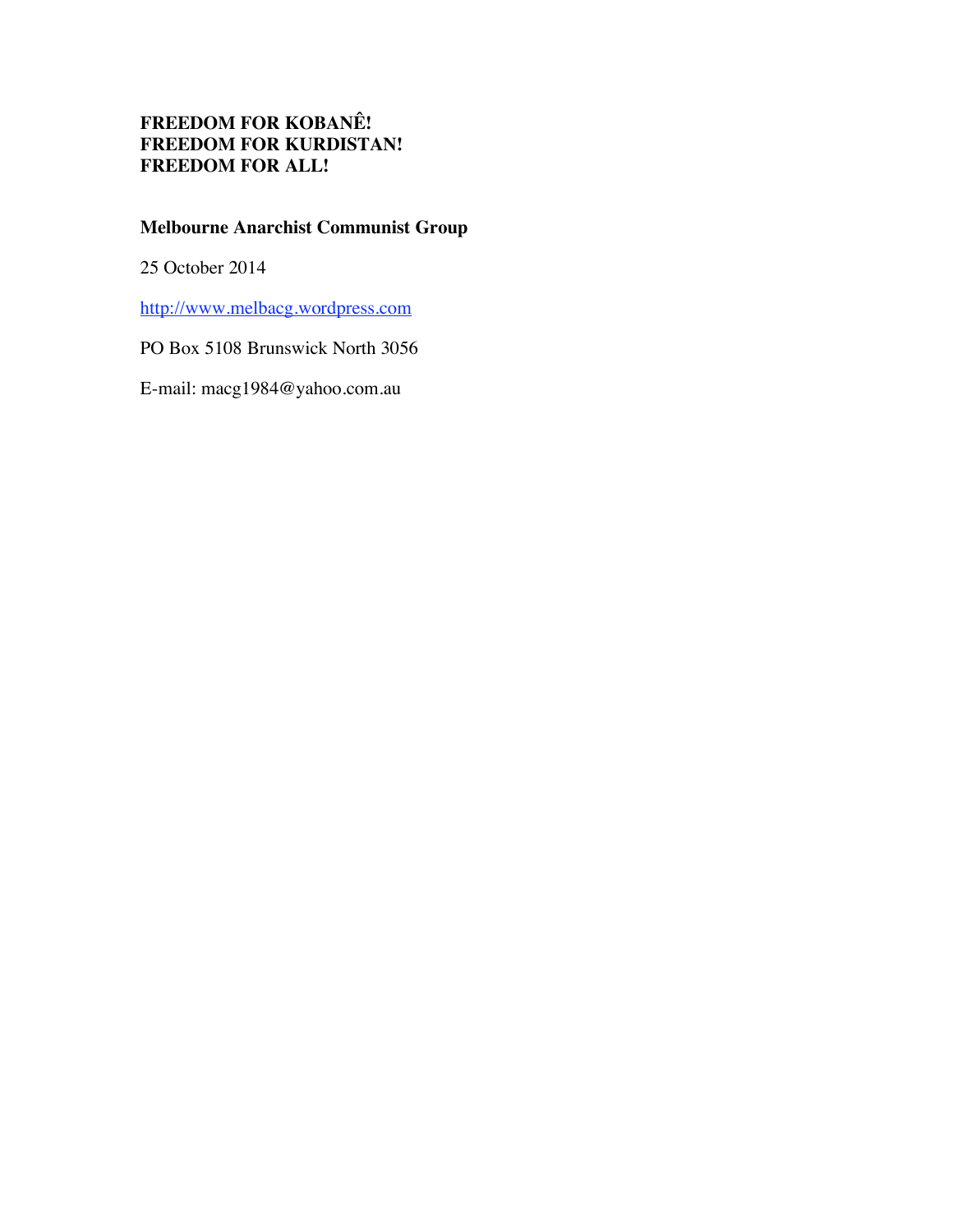**FREEDOM FOR KOBANÊ!**
**FREEDOM FOR KURDISTAN!**
**FREEDOM FOR ALL!**

**Melbourne Anarchist Communist Group**

25 October 2014

http://www.melbacg.wordpress.com

PO Box 5108 Brunswick North 3056

E-mail: macg1984@yahoo.com.au